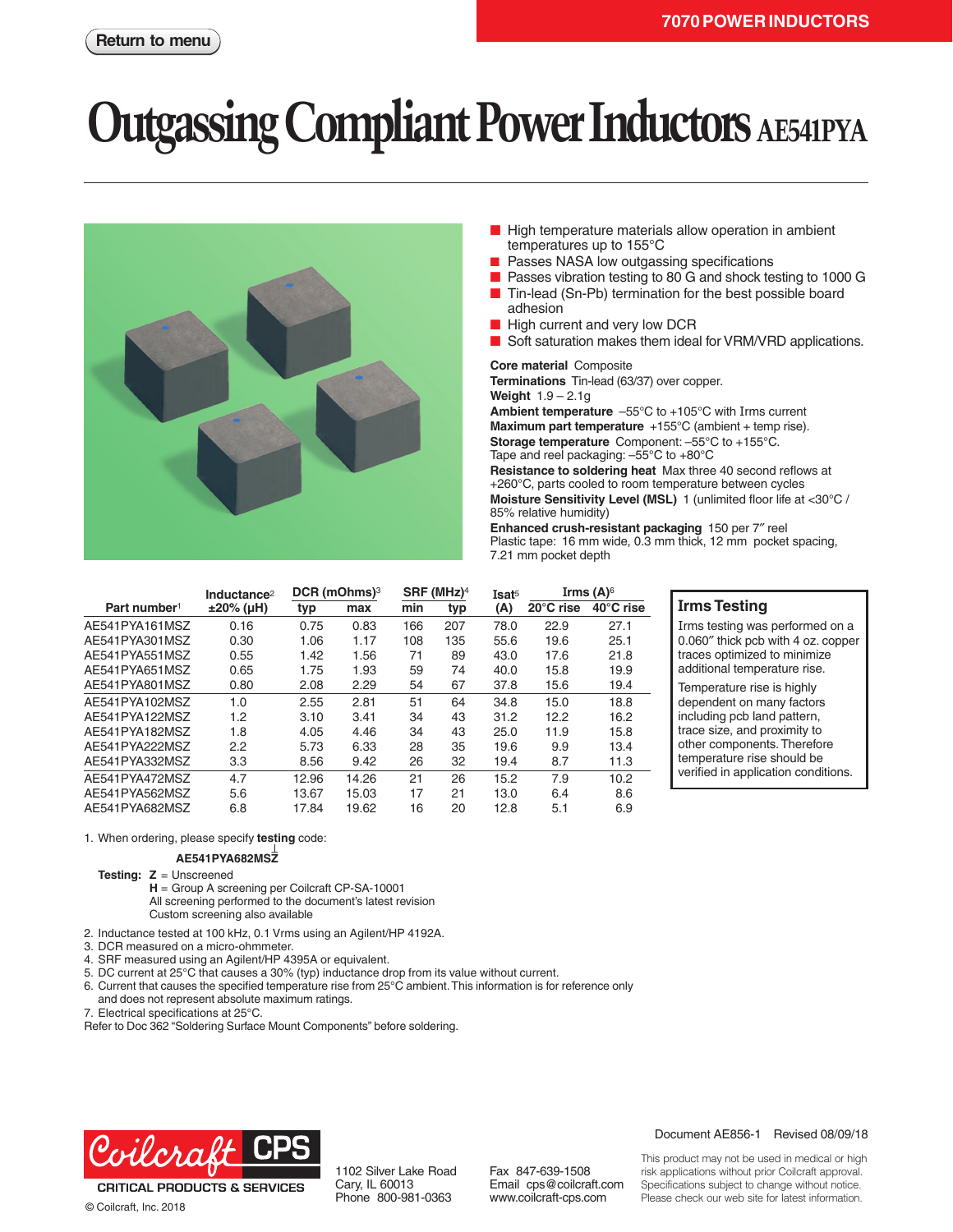7070 POWER INDUCTORS

Return to menu

# Outgassing Compliant Power Inductors AE541PYA

- High temperature materials allow operation in ambient temperatures up to 155°C
- Passes NASA low outgassing specifications
- Passes vibration testing to 80 G and shock testing to 1000 G
- Tin-lead (Sn-Pb) termination for the best possible board adhesion
- High current and very low DCR
- Soft saturation makes them ideal for VRM/VRD applications.

**Core material** Composite
**Terminations** Tin-lead (63/37) over copper.
**Weight** 1.9 – 2.1g
**Ambient temperature** –55°C to +105°C with Irms current
**Maximum part temperature** +155°C (ambient + temp rise).
**Storage temperature** Component: –55°C to +155°C.
Tape and reel packaging: –55°C to +80°C
**Resistance to soldering heat** Max three 40 second reflows at +260°C, parts cooled to room temperature between cycles
**Moisture Sensitivity Level (MSL)** 1 (unlimited floor life at <30°C / 85% relative humidity)
**Enhanced crush-resistant packaging** 150 per 7″ reel
Plastic tape: 16 mm wide, 0.3 mm thick, 12 mm pocket spacing, 7.21 mm pocket depth

| Part number[1] | Inductance[2] ±20% (µH) | DCR (mOhms)[3] typ | DCR (mOhms)[3] max | SRF (MHz)[4] min | SRF (MHz)[4] typ | Isat[5] (A) | Irms (A)[6] 20°C rise | Irms (A)[6] 40°C rise |
|---|---|---|---|---|---|---|---|---|
| AE541PYA161MSZ | 0.16 | 0.75 | 0.83 | 166 | 207 | 78.0 | 22.9 | 27.1 |
| AE541PYA301MSZ | 0.30 | 1.06 | 1.17 | 108 | 135 | 55.6 | 19.6 | 25.1 |
| AE541PYA551MSZ | 0.55 | 1.42 | 1.56 | 71 | 89 | 43.0 | 17.6 | 21.8 |
| AE541PYA651MSZ | 0.65 | 1.75 | 1.93 | 59 | 74 | 40.0 | 15.8 | 19.9 |
| AE541PYA801MSZ | 0.80 | 2.08 | 2.29 | 54 | 67 | 37.8 | 15.6 | 19.4 |
| AE541PYA102MSZ | 1.0 | 2.55 | 2.81 | 51 | 64 | 34.8 | 15.0 | 18.8 |
| AE541PYA122MSZ | 1.2 | 3.10 | 3.41 | 34 | 43 | 31.2 | 12.2 | 16.2 |
| AE541PYA182MSZ | 1.8 | 4.05 | 4.46 | 34 | 43 | 25.0 | 11.9 | 15.8 |
| AE541PYA222MSZ | 2.2 | 5.73 | 6.33 | 28 | 35 | 19.6 | 9.9 | 13.4 |
| AE541PYA332MSZ | 3.3 | 8.56 | 9.42 | 26 | 32 | 19.4 | 8.7 | 11.3 |
| AE541PYA472MSZ | 4.7 | 12.96 | 14.26 | 21 | 26 | 15.2 | 7.9 | 10.2 |
| AE541PYA562MSZ | 5.6 | 13.67 | 15.03 | 17 | 21 | 13.0 | 6.4 | 8.6 |
| AE541PYA682MSZ | 6.8 | 17.84 | 19.62 | 16 | 20 | 12.8 | 5.1 | 6.9 |

### Irms Testing

Irms testing was performed on a 0.060″ thick pcb with 4 oz. copper traces optimized to minimize additional temperature rise.

Temperature rise is highly dependent on many factors including pcb land pattern, trace size, and proximity to other components. Therefore temperature rise should be verified in application conditions.

1. When ordering, please specify **testing** code:

   **AE541PYA682MSZ**

   **Testing:** **Z** = Unscreened
   **H** = Group A screening per Coilcraft CP-SA-10001
   All screening performed to the document's latest revision
   Custom screening also available
2. Inductance tested at 100 kHz, 0.1 Vrms using an Agilent/HP 4192A.
3. DCR measured on a micro-ohmmeter.
4. SRF measured using an Agilent/HP 4395A or equivalent.
5. DC current at 25°C that causes a 30% (typ) inductance drop from its value without current.
6. Current that causes the specified temperature rise from 25°C ambient. This information is for reference only and does not represent absolute maximum ratings.
7. Electrical specifications at 25°C.

Refer to Doc 362 "Soldering Surface Mount Components" before soldering.

Document AE856-1 Revised 08/09/18

Coilcraft CPS
CRITICAL PRODUCTS & SERVICES
© Coilcraft, Inc. 2018

1102 Silver Lake Road
Cary, IL 60013
Phone 800-981-0363

Fax 847-639-1508
Email cps@coilcraft.com
www.coilcraft-cps.com

This product may not be used in medical or high risk applications without prior Coilcraft approval. Specifications subject to change without notice. Please check our web site for latest information.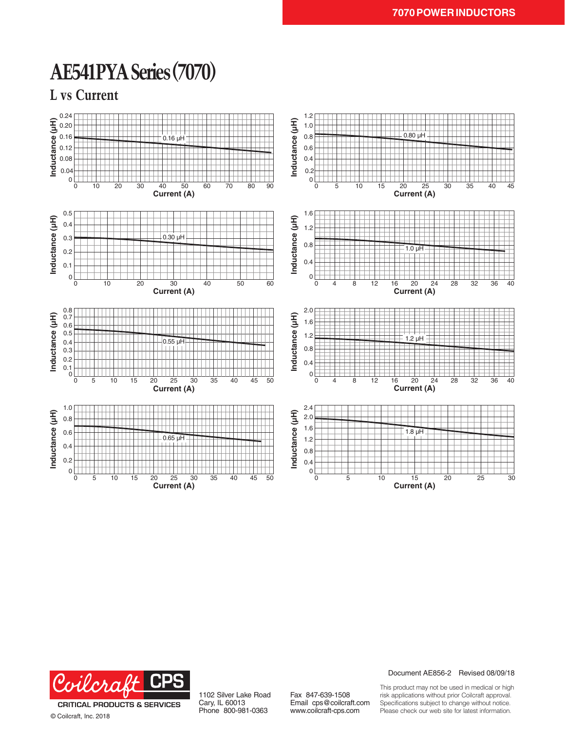# AE541PYA Series (7070)

## L vs Current

Inductance (µH) vs Current (A) — 0.16 µH

Inductance (µH) vs Current (A) — 0.80 µH

Inductance (µH) vs Current (A) — 0.30 µH

Inductance (µH) vs Current (A) — 1.0 µH

Inductance (µH) vs Current (A) — 0.55 µH

Inductance (µH) vs Current (A) — 1.2 µH

Inductance (µH) vs Current (A) — 0.65 µH

Inductance (µH) vs Current (A) — 1.8 µH

Document AE856-2 Revised 08/09/18

Coilcraft CPS
CRITICAL PRODUCTS & SERVICES

© Coilcraft, Inc. 2018

1102 Silver Lake Road
Cary, IL 60013
Phone 800-981-0363

Fax 847-639-1508
Email cps@coilcraft.com
www.coilcraft-cps.com

This product may not be used in medical or high risk applications without prior Coilcraft approval. Specifications subject to change without notice. Please check our web site for latest information.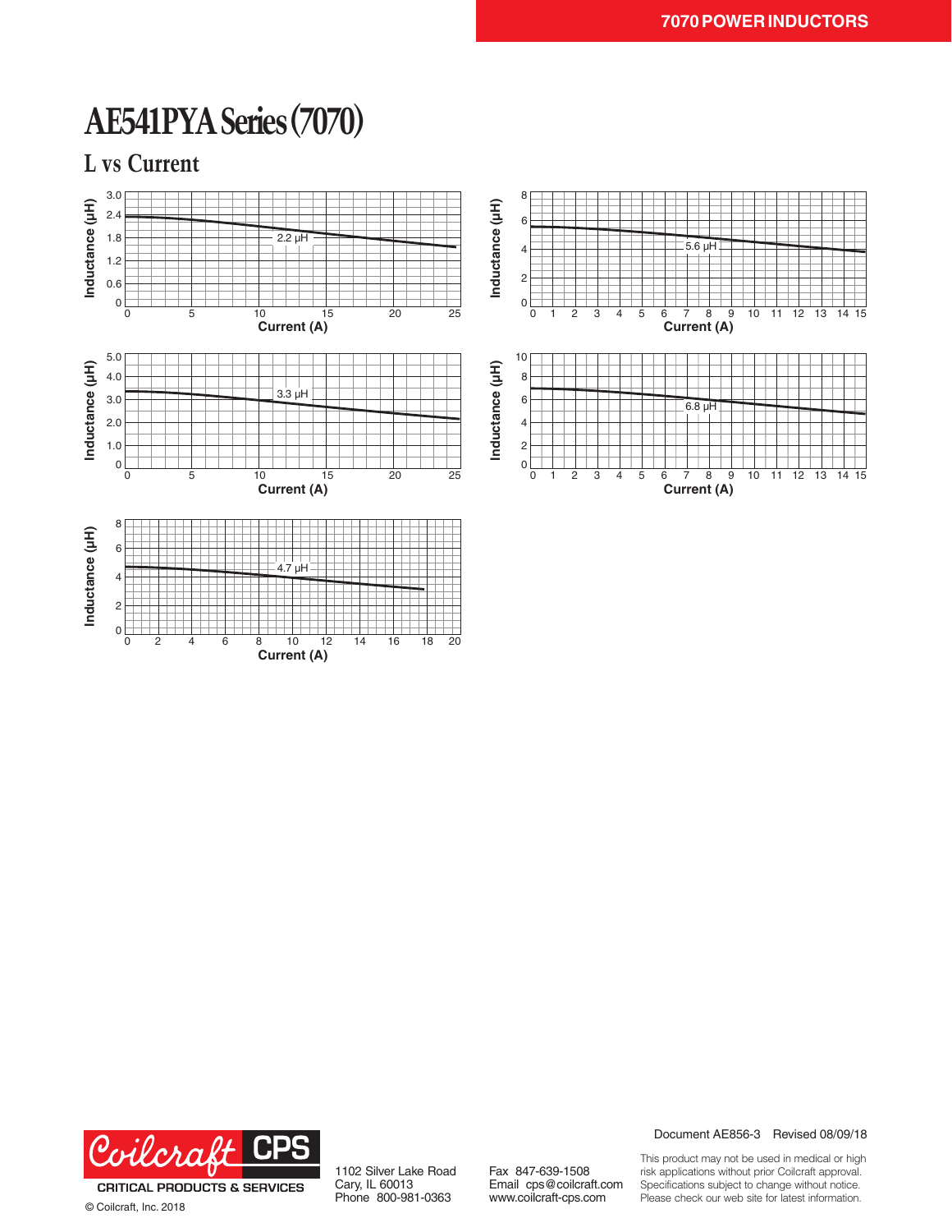# AE541PYA Series (7070)

## L vs Current

Inductance (µH)

Current (A)

2.2 µH

5.6 µH

3.3 µH

6.8 µH

4.7 µH

Document AE856-3 Revised 08/09/18

CRITICAL PRODUCTS & SERVICES

© Coilcraft, Inc. 2018

1102 Silver Lake Road
Cary, IL 60013
Phone 800-981-0363

Fax 847-639-1508
Email cps@coilcraft.com
www.coilcraft-cps.com

This product may not be used in medical or high risk applications without prior Coilcraft approval. Specifications subject to change without notice. Please check our web site for latest information.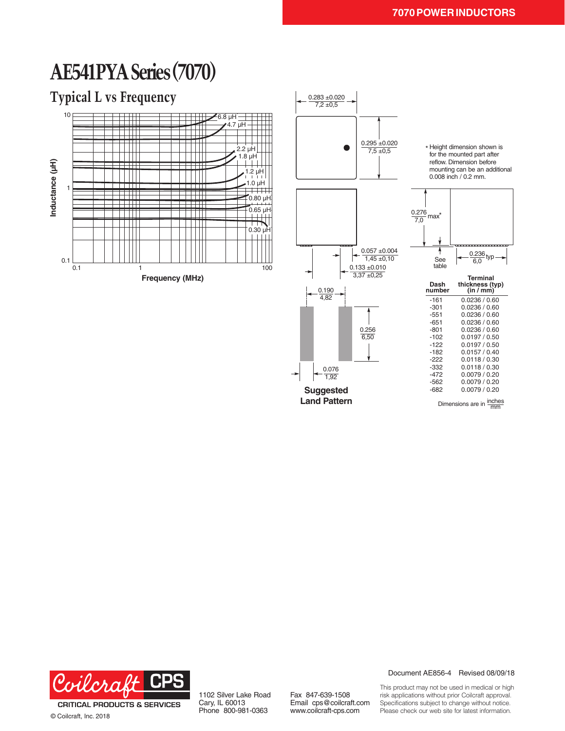# AE541PYA Series (7070)

## Typical L vs Frequency

Inductance (µH)

10

1

0.1

0.1

1

100

Frequency (MHz)

6.8 µH
4.7 µH
2.2 µH
1.8 µH
1.2 µH
1.0 µH
0.80 µH
0.65 µH
0.30 µH

0.283 ±0.020
7,2 ±0,5

0.295 ±0.020
7,5 ±0,5

0.057 ±0.004
1,45 ±0,10

0.133 ±0.010
3,37 ±0,25

0.276
7,0
max*

See table

0.236
6,0
typ

\* Height dimension shown is for the mounted part after reflow. Dimension before mounting can be an additional 0.008 inch / 0.2 mm.

0.190
4,82

0.256
6,50

0.076
1,92

**Suggested Land Pattern**

| Dash number | Terminal thickness (typ) (in / mm) |
|---|---|
| -161 | 0.0236 / 0.60 |
| -301 | 0.0236 / 0.60 |
| -551 | 0.0236 / 0.60 |
| -651 | 0.0236 / 0.60 |
| -801 | 0.0236 / 0.60 |
| -102 | 0.0197 / 0.50 |
| -122 | 0.0197 / 0.50 |
| -182 | 0.0157 / 0.40 |
| -222 | 0.0118 / 0.30 |
| -332 | 0.0118 / 0.30 |
| -472 | 0.0079 / 0.20 |
| -562 | 0.0079 / 0.20 |
| -682 | 0.0079 / 0.20 |

Dimensions are in $\frac{\text{inches}}{\text{mm}}$

Document AE856-4 Revised 08/09/18

Coilcraft CPS
CRITICAL PRODUCTS & SERVICES
© Coilcraft, Inc. 2018

1102 Silver Lake Road
Cary, IL 60013
Phone 800-981-0363

Fax 847-639-1508
Email cps@coilcraft.com
www.coilcraft-cps.com

This product may not be used in medical or high risk applications without prior Coilcraft approval. Specifications subject to change without notice. Please check our web site for latest information.